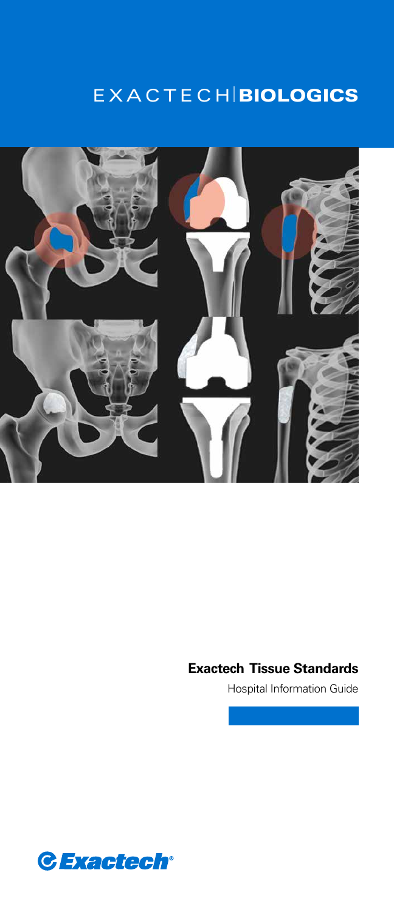# EXACTECH | BIOLOGICS

## Exactech Tissue Standards

Hospital Information Guide

Exactech®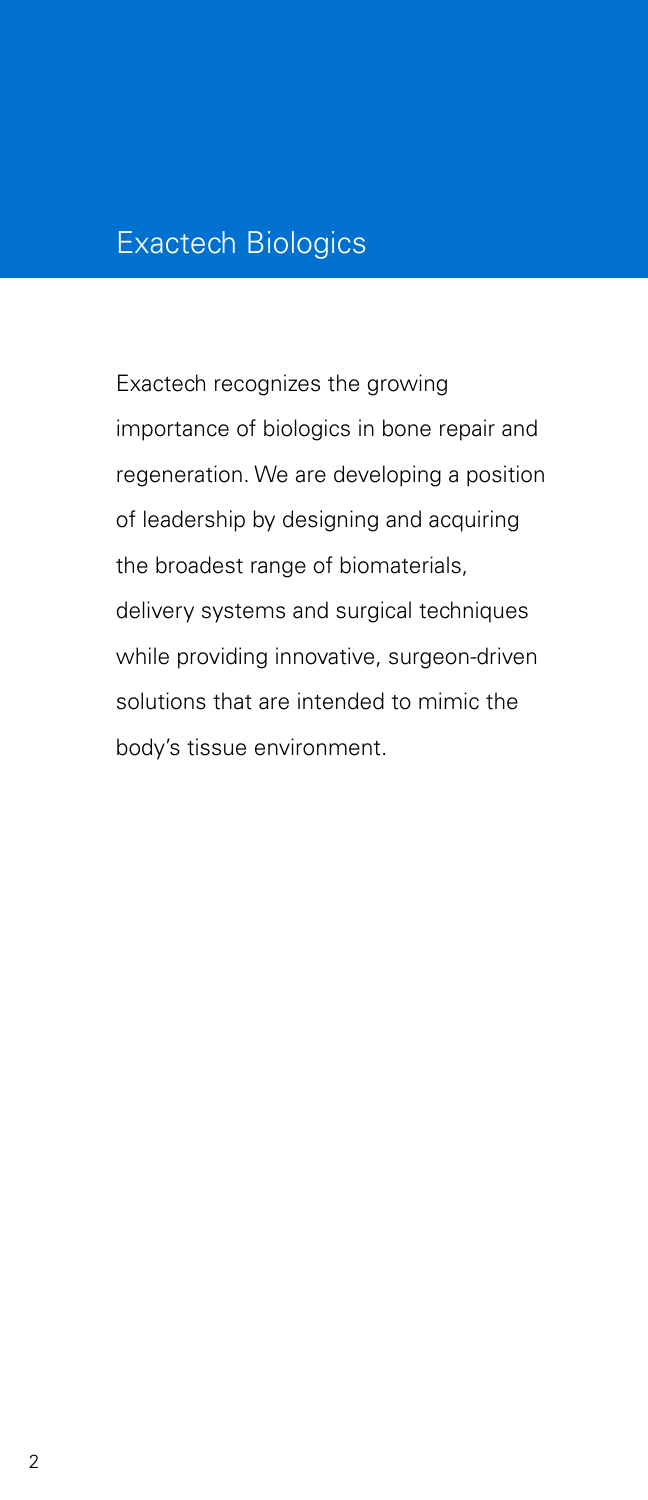# Exactech Biologics

Exactech recognizes the growing importance of biologics in bone repair and regeneration. We are developing a position of leadership by designing and acquiring the broadest range of biomaterials, delivery systems and surgical techniques while providing innovative, surgeon-driven solutions that are intended to mimic the body's tissue environment.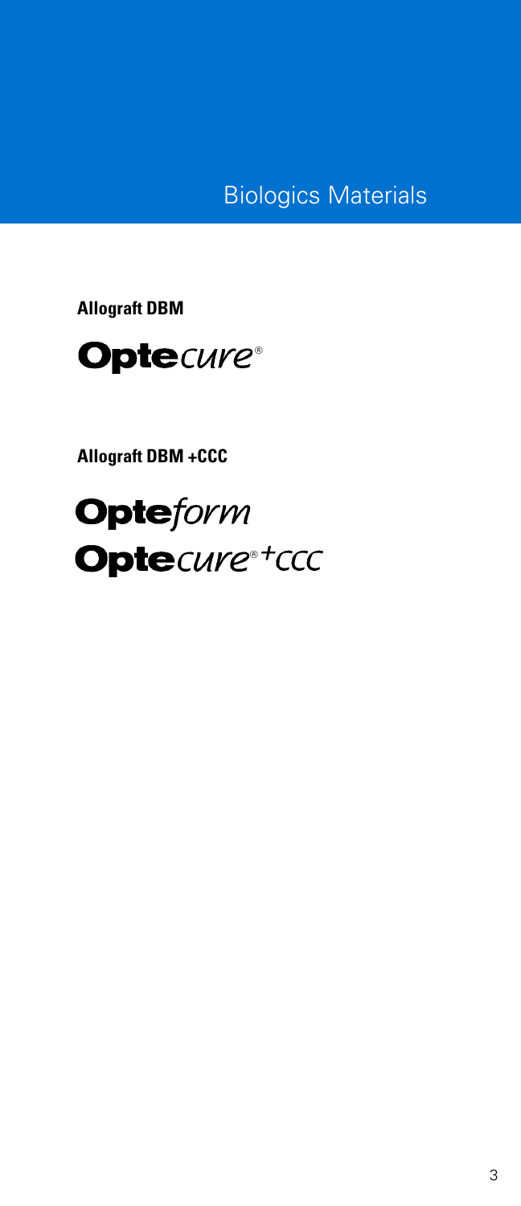# Biologics Materials

**Allograft DBM**

**Opte***cure*®

**Allograft DBM +CCC**

**Opte***form*

**Opte***cure*® *+CCC*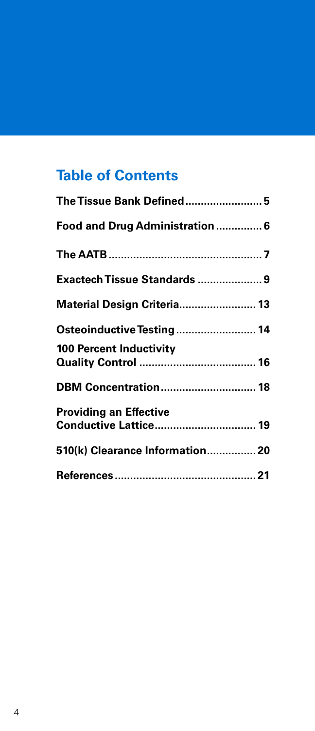## Table of Contents

**The Tissue Bank Defined** ........................ 5

**Food and Drug Administration** .............. 6

**The AATB** ................................................ 7

**Exactech Tissue Standards** .................... 9

**Material Design Criteria** ........................ 13

**Osteoinductive Testing** ......................... 14

**100 Percent Inductivity Quality Control** ..................................... 16

**DBM Concentration** .............................. 18

**Providing an Effective Conductive Lattice** ................................ 19

**510(k) Clearance Information** ................ 20

**References** ............................................. 21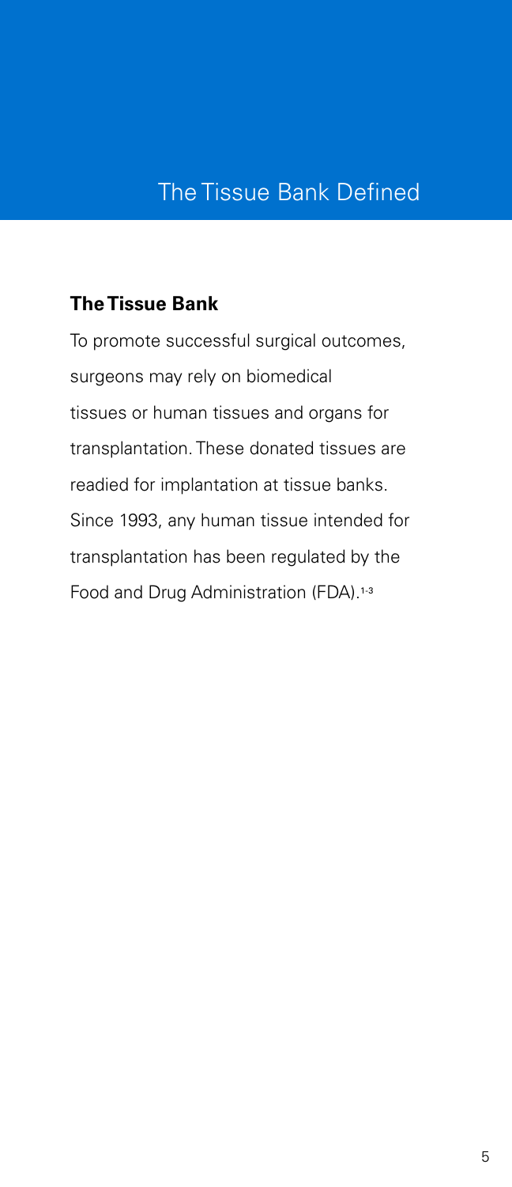# The Tissue Bank Defined

## The Tissue Bank

To promote successful surgical outcomes, surgeons may rely on biomedical tissues or human tissues and organs for transplantation. These donated tissues are readied for implantation at tissue banks. Since 1993, any human tissue intended for transplantation has been regulated by the Food and Drug Administration (FDA).[1-3]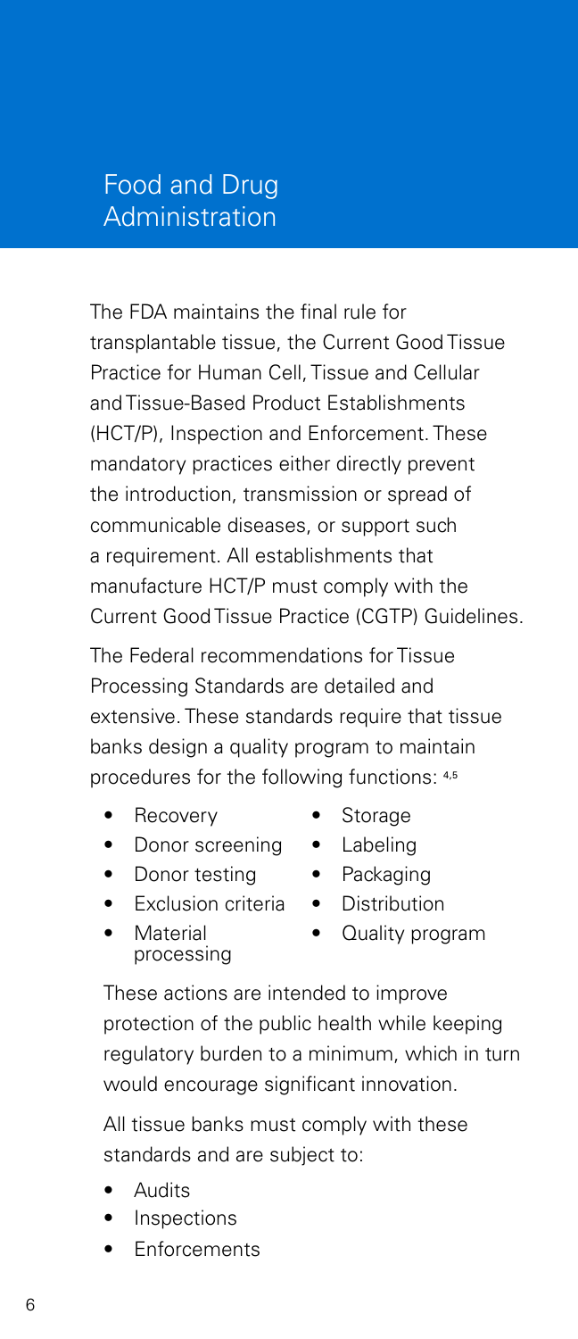# Food and Drug Administration

The FDA maintains the final rule for transplantable tissue, the Current Good Tissue Practice for Human Cell, Tissue and Cellular and Tissue-Based Product Establishments (HCT/P), Inspection and Enforcement. These mandatory practices either directly prevent the introduction, transmission or spread of communicable diseases, or support such a requirement. All establishments that manufacture HCT/P must comply with the Current Good Tissue Practice (CGTP) Guidelines.

The Federal recommendations for Tissue Processing Standards are detailed and extensive. These standards require that tissue banks design a quality program to maintain procedures for the following functions: [4,5]

- Recovery
- Donor screening
- Donor testing
- Exclusion criteria
- Material processing
- Storage
- Labeling
- Packaging
- Distribution
- Quality program

These actions are intended to improve protection of the public health while keeping regulatory burden to a minimum, which in turn would encourage significant innovation.

All tissue banks must comply with these standards and are subject to:

- Audits
- Inspections
- Enforcements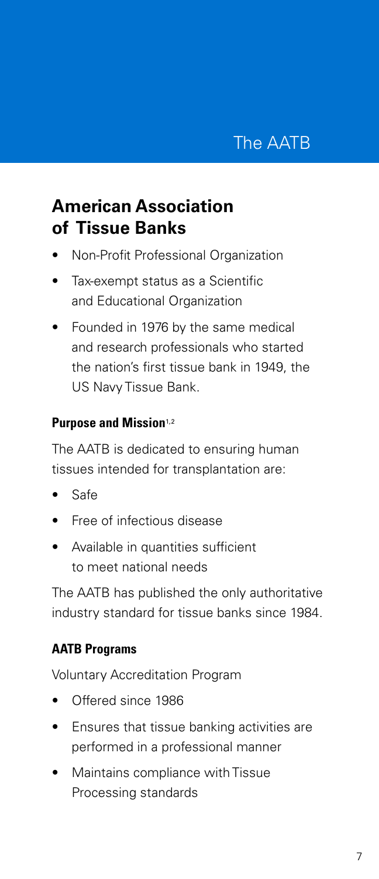# The AATB

## American Association of Tissue Banks

- Non-Profit Professional Organization
- Tax-exempt status as a Scientific and Educational Organization
- Founded in 1976 by the same medical and research professionals who started the nation's first tissue bank in 1949, the US Navy Tissue Bank.

### Purpose and Mission[1,2]

The AATB is dedicated to ensuring human tissues intended for transplantation are:

- Safe
- Free of infectious disease
- Available in quantities sufficient to meet national needs

The AATB has published the only authoritative industry standard for tissue banks since 1984.

### AATB Programs

Voluntary Accreditation Program

- Offered since 1986
- Ensures that tissue banking activities are performed in a professional manner
- Maintains compliance with Tissue Processing standards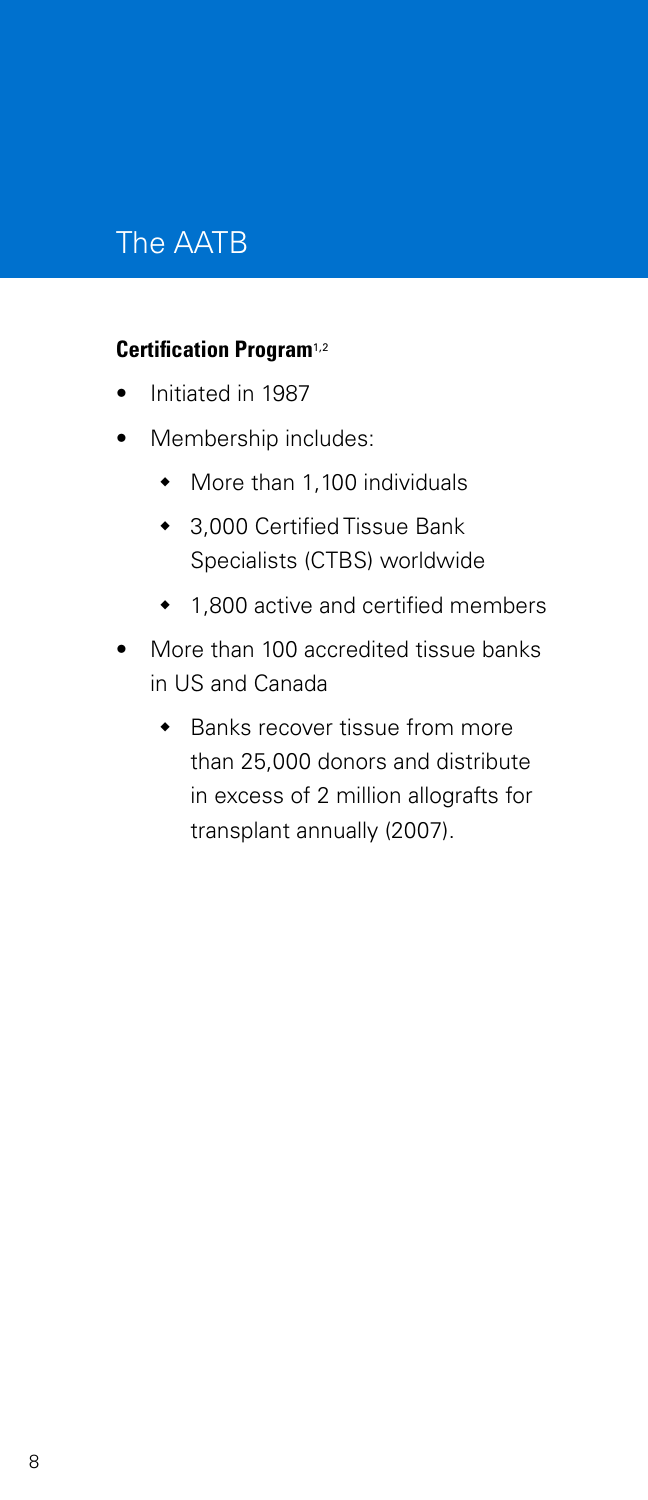# The AATB

**Certification Program**[1,2]

- Initiated in 1987
- Membership includes:
  - More than 1,100 individuals
  - 3,000 Certified Tissue Bank Specialists (CTBS) worldwide
  - 1,800 active and certified members
- More than 100 accredited tissue banks in US and Canada
  - Banks recover tissue from more than 25,000 donors and distribute in excess of 2 million allografts for transplant annually (2007).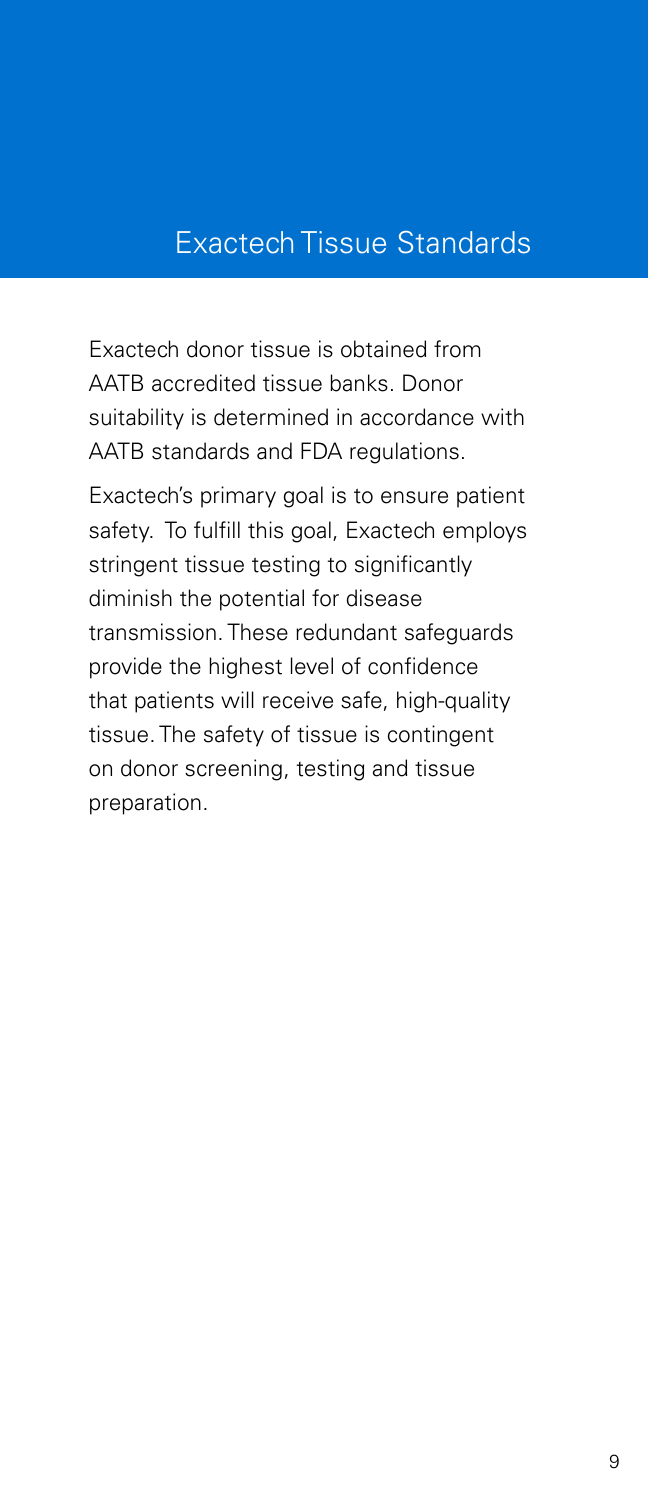# Exactech Tissue Standards

Exactech donor tissue is obtained from AATB accredited tissue banks. Donor suitability is determined in accordance with AATB standards and FDA regulations.

Exactech's primary goal is to ensure patient safety. To fulfill this goal, Exactech employs stringent tissue testing to significantly diminish the potential for disease transmission. These redundant safeguards provide the highest level of confidence that patients will receive safe, high-quality tissue. The safety of tissue is contingent on donor screening, testing and tissue preparation.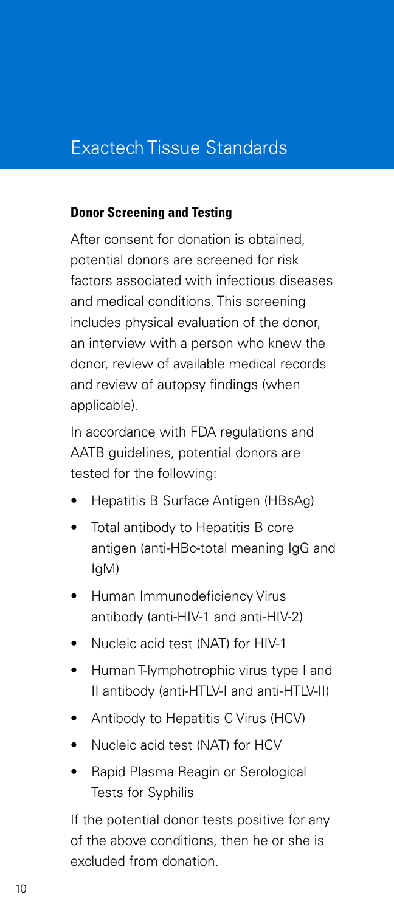# Exactech Tissue Standards

### Donor Screening and Testing

After consent for donation is obtained, potential donors are screened for risk factors associated with infectious diseases and medical conditions. This screening includes physical evaluation of the donor, an interview with a person who knew the donor, review of available medical records and review of autopsy findings (when applicable).

In accordance with FDA regulations and AATB guidelines, potential donors are tested for the following:

- Hepatitis B Surface Antigen (HBsAg)
- Total antibody to Hepatitis B core antigen (anti-HBc-total meaning IgG and IgM)
- Human Immunodeficiency Virus antibody (anti-HIV-1 and anti-HIV-2)
- Nucleic acid test (NAT) for HIV-1
- Human T-lymphotrophic virus type I and II antibody (anti-HTLV-I and anti-HTLV-II)
- Antibody to Hepatitis C Virus (HCV)
- Nucleic acid test (NAT) for HCV
- Rapid Plasma Reagin or Serological Tests for Syphilis

If the potential donor tests positive for any of the above conditions, then he or she is excluded from donation.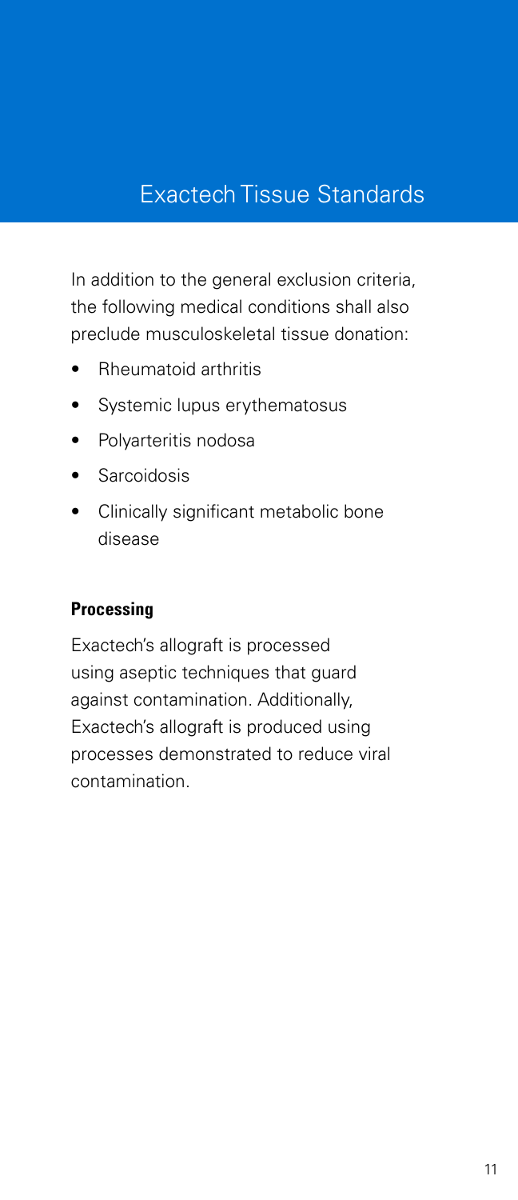# Exactech Tissue Standards

In addition to the general exclusion criteria, the following medical conditions shall also preclude musculoskeletal tissue donation:

- Rheumatoid arthritis
- Systemic lupus erythematosus
- Polyarteritis nodosa
- Sarcoidosis
- Clinically significant metabolic bone disease

**Processing**

Exactech's allograft is processed using aseptic techniques that guard against contamination. Additionally, Exactech's allograft is produced using processes demonstrated to reduce viral contamination.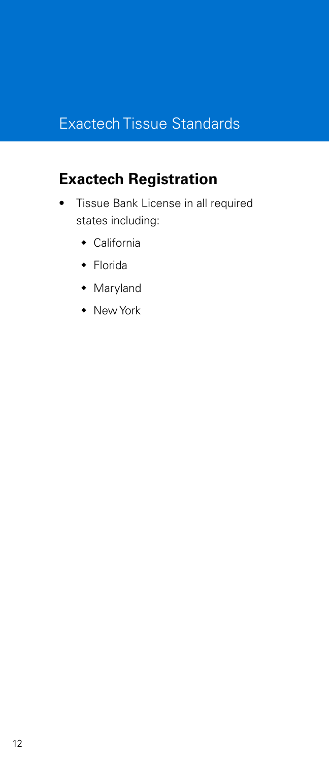# Exactech Tissue Standards

## Exactech Registration

- Tissue Bank License in all required states including:
  - California
  - Florida
  - Maryland
  - New York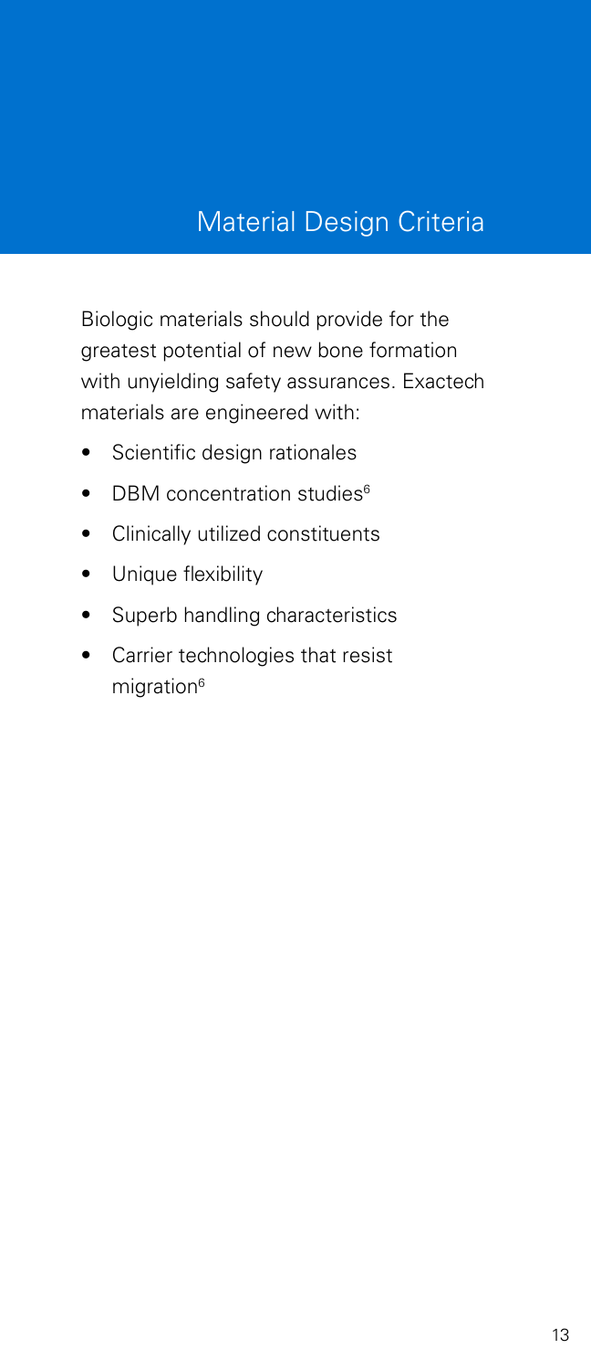# Material Design Criteria

Biologic materials should provide for the greatest potential of new bone formation with unyielding safety assurances. Exactech materials are engineered with:

- Scientific design rationales
- DBM concentration studies[6]
- Clinically utilized constituents
- Unique flexibility
- Superb handling characteristics
- Carrier technologies that resist migration[6]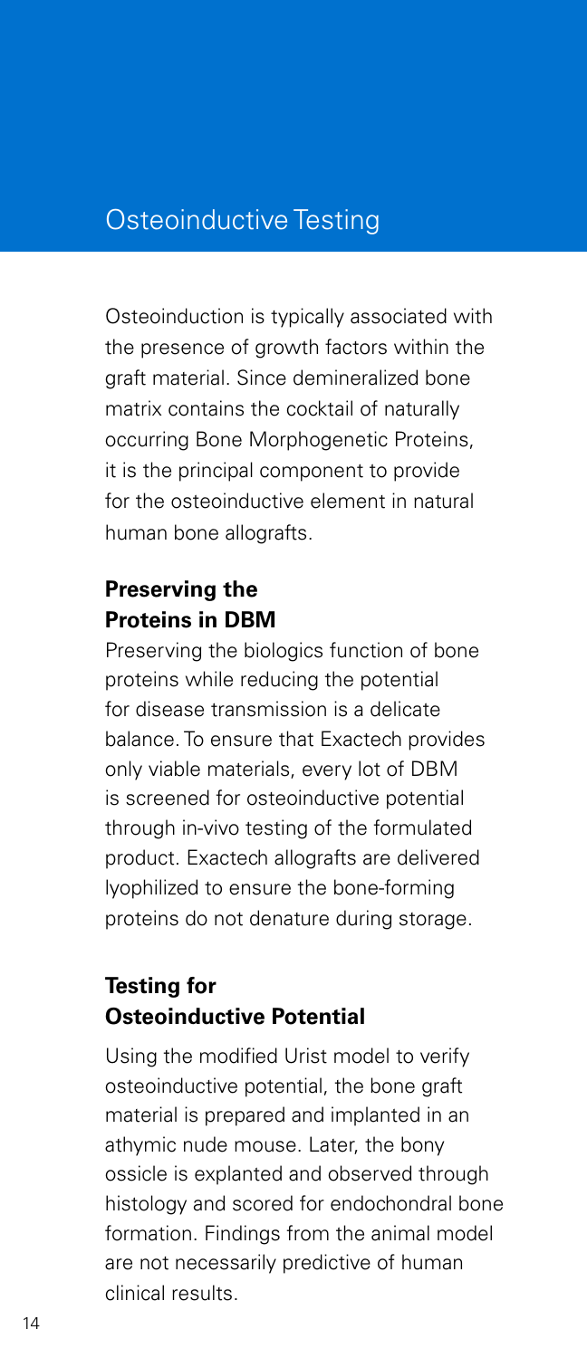# Osteoinductive Testing

Osteoinduction is typically associated with the presence of growth factors within the graft material. Since demineralized bone matrix contains the cocktail of naturally occurring Bone Morphogenetic Proteins, it is the principal component to provide for the osteoinductive element in natural human bone allografts.

## Preserving the Proteins in DBM

Preserving the biologics function of bone proteins while reducing the potential for disease transmission is a delicate balance. To ensure that Exactech provides only viable materials, every lot of DBM is screened for osteoinductive potential through in-vivo testing of the formulated product. Exactech allografts are delivered lyophilized to ensure the bone-forming proteins do not denature during storage.

## Testing for Osteoinductive Potential

Using the modified Urist model to verify osteoinductive potential, the bone graft material is prepared and implanted in an athymic nude mouse. Later, the bony ossicle is explanted and observed through histology and scored for endochondral bone formation. Findings from the animal model are not necessarily predictive of human clinical results.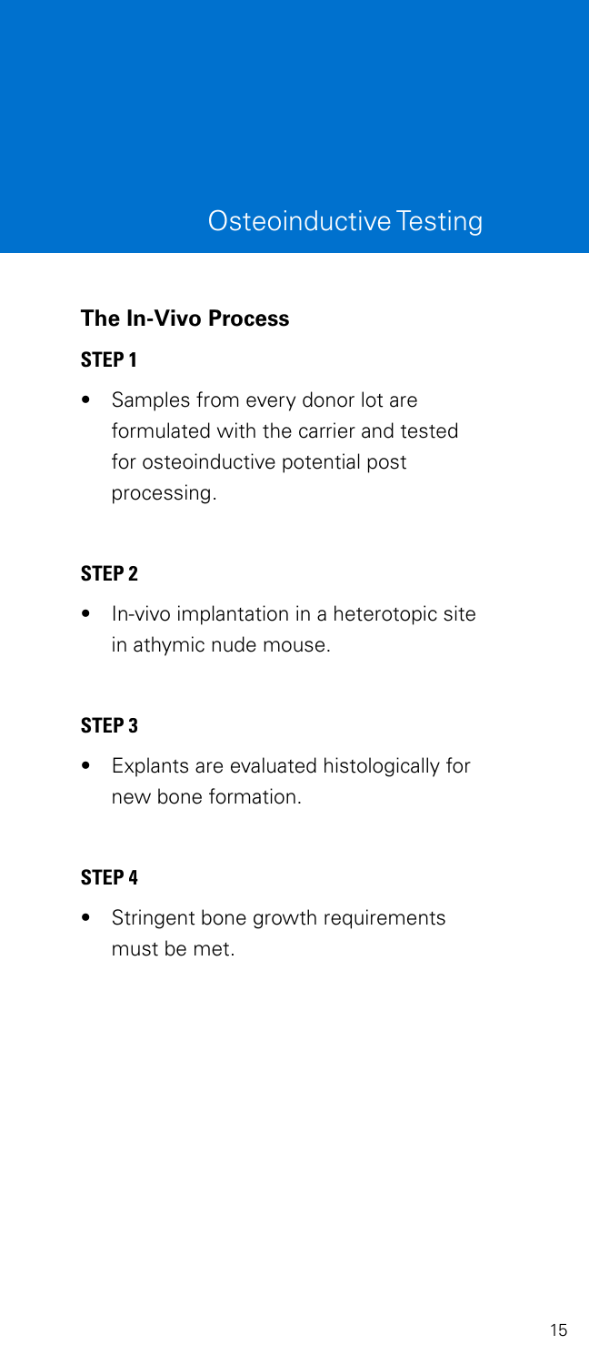# Osteoinductive Testing

## The In-Vivo Process

### STEP 1

- Samples from every donor lot are formulated with the carrier and tested for osteoinductive potential post processing.

### STEP 2

- In-vivo implantation in a heterotopic site in athymic nude mouse.

### STEP 3

- Explants are evaluated histologically for new bone formation.

### STEP 4

- Stringent bone growth requirements must be met.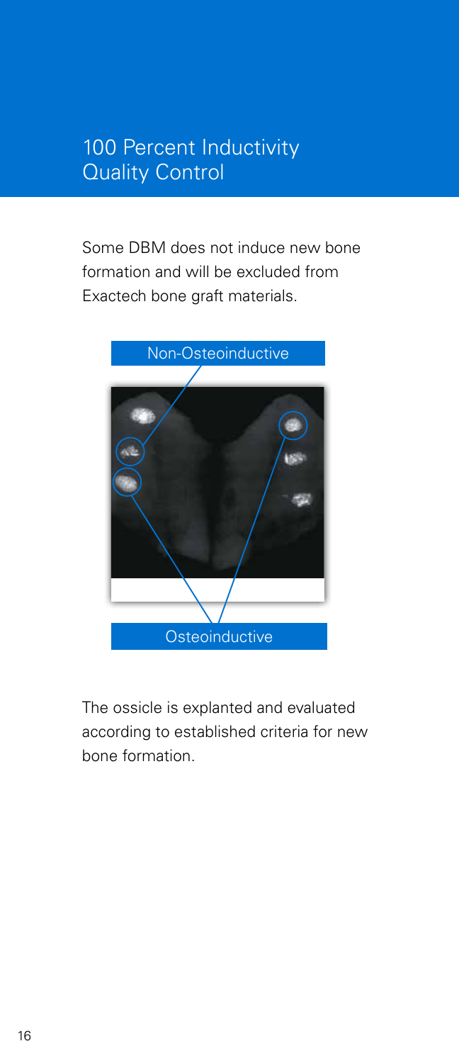# 100 Percent Inductivity Quality Control

Some DBM does not induce new bone formation and will be excluded from Exactech bone graft materials.

Non-Osteoinductive

Osteoinductive

The ossicle is explanted and evaluated according to established criteria for new bone formation.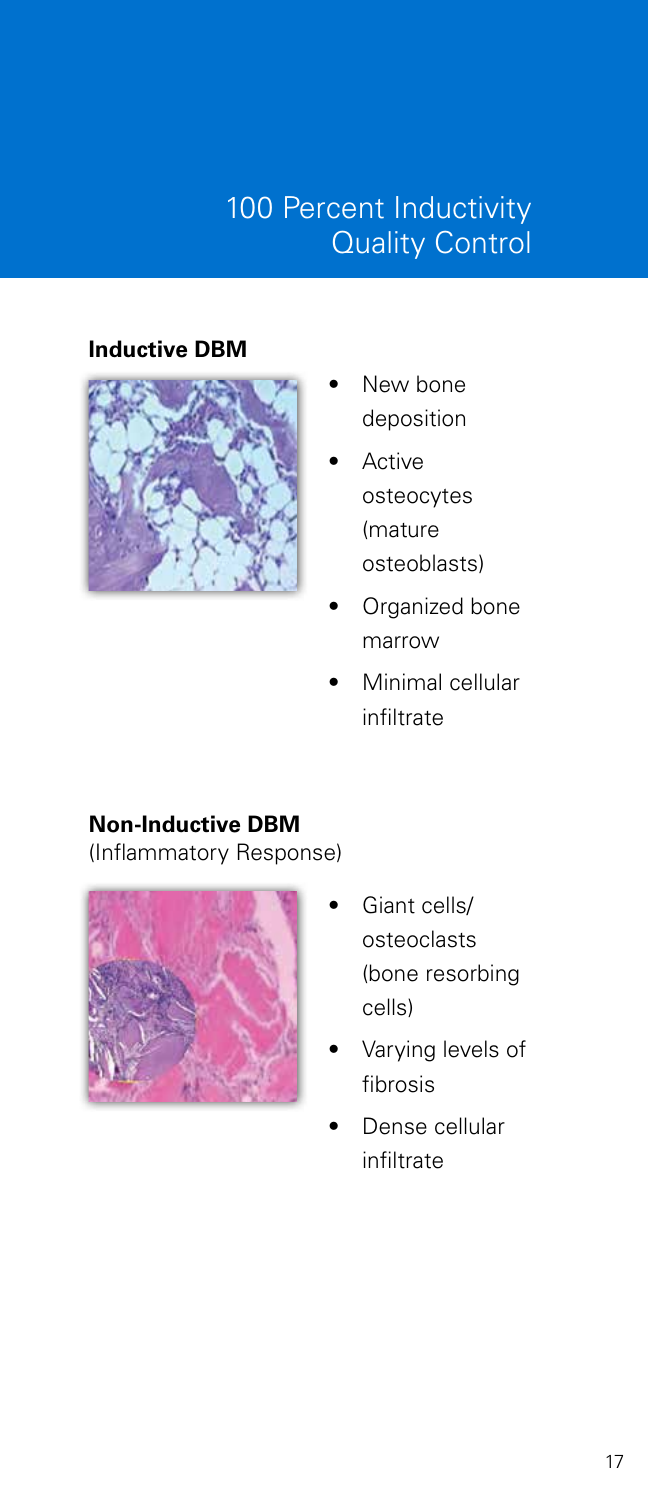# 100 Percent Inductivity Quality Control

**Inductive DBM**

- New bone deposition
- Active osteocytes (mature osteoblasts)
- Organized bone marrow
- Minimal cellular infiltrate

**Non-Inductive DBM**
(Inflammatory Response)

- Giant cells/ osteoclasts (bone resorbing cells)
- Varying levels of fibrosis
- Dense cellular infiltrate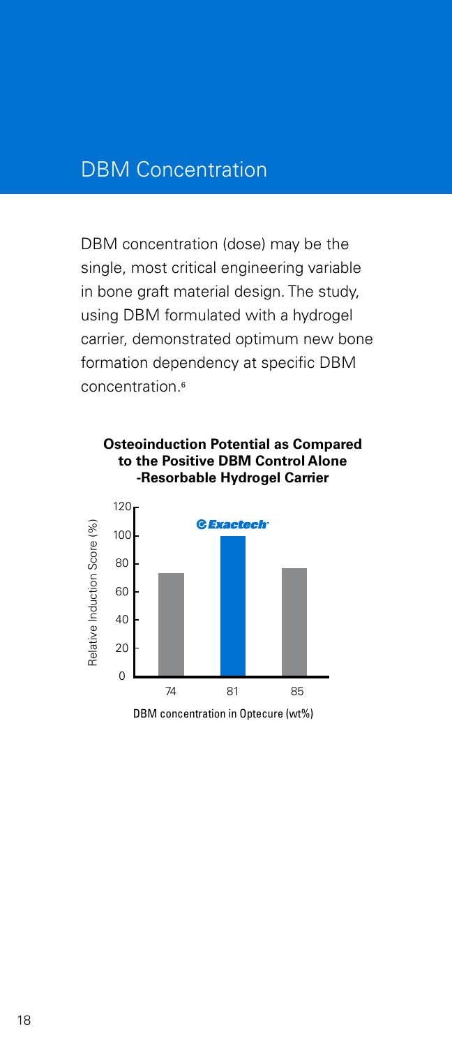## DBM Concentration

DBM concentration (dose) may be the single, most critical engineering variable in bone graft material design. The study, using DBM formulated with a hydrogel carrier, demonstrated optimum new bone formation dependency at specific DBM concentration.[6]

**Osteoinduction Potential as Compared to the Positive DBM Control Alone -Resorbable Hydrogel Carrier**

Exactech

Relative Induction Score (%)

120
100
80
60
40
20
0

74 81 85

DBM concentration in Optecure (wt%)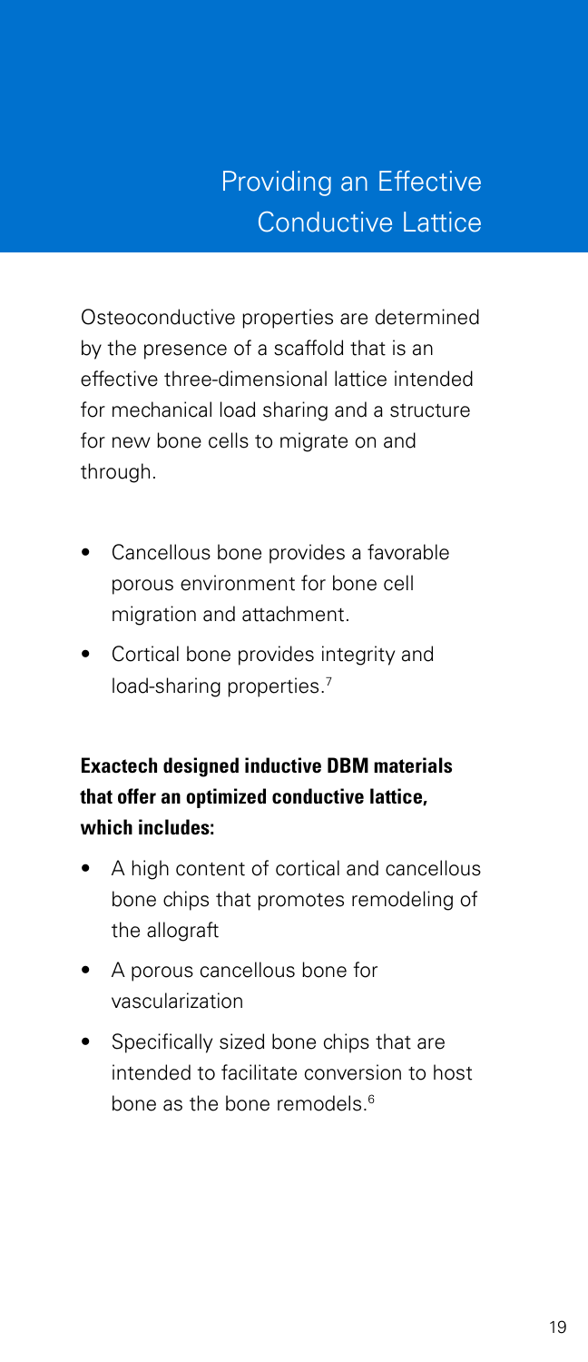# Providing an Effective Conductive Lattice

Osteoconductive properties are determined by the presence of a scaffold that is an effective three-dimensional lattice intended for mechanical load sharing and a structure for new bone cells to migrate on and through.

- Cancellous bone provides a favorable porous environment for bone cell migration and attachment.
- Cortical bone provides integrity and load-sharing properties.[7]

**Exactech designed inductive DBM materials that offer an optimized conductive lattice, which includes:**

- A high content of cortical and cancellous bone chips that promotes remodeling of the allograft
- A porous cancellous bone for vascularization
- Specifically sized bone chips that are intended to facilitate conversion to host bone as the bone remodels.[6]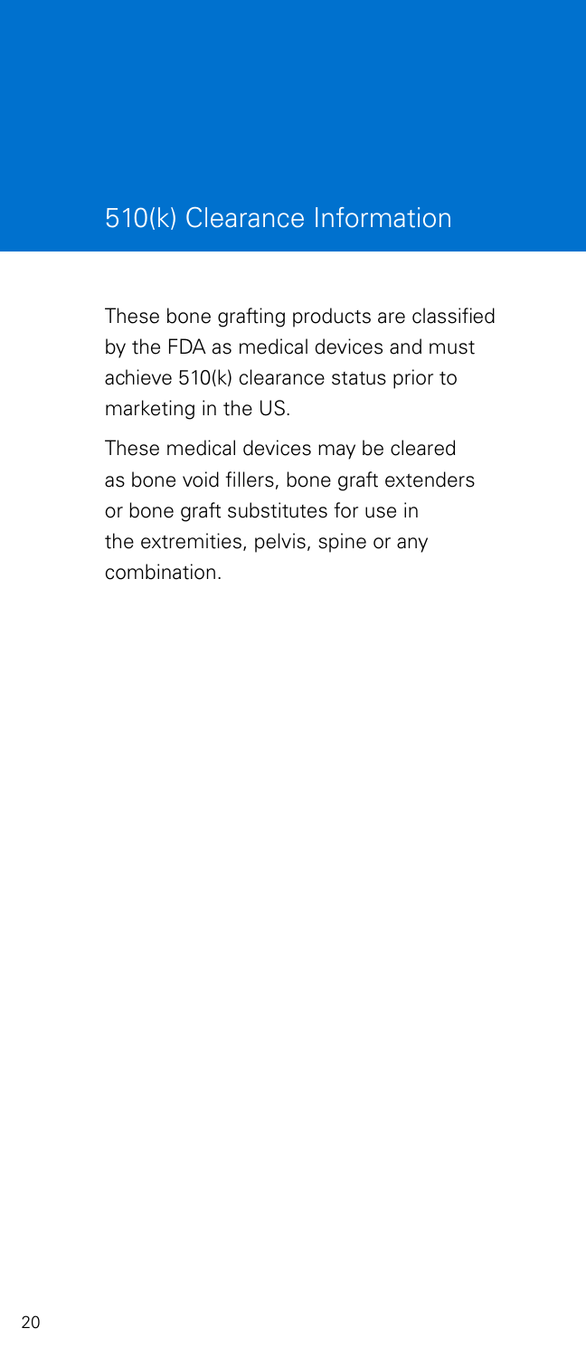# 510(k) Clearance Information

These bone grafting products are classified by the FDA as medical devices and must achieve 510(k) clearance status prior to marketing in the US.

These medical devices may be cleared as bone void fillers, bone graft extenders or bone graft substitutes for use in the extremities, pelvis, spine or any combination.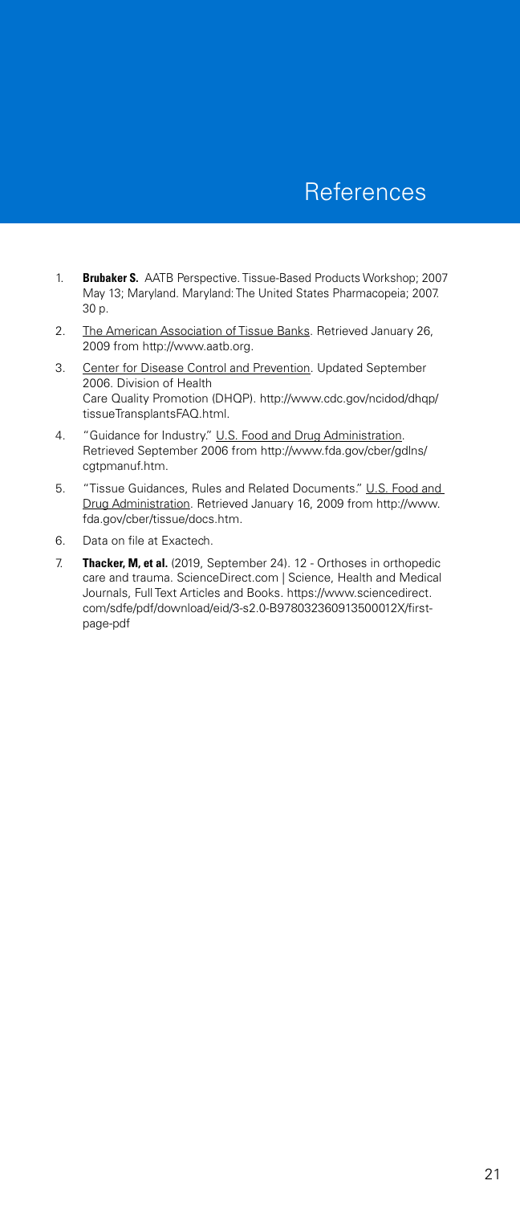# References

1. **Brubaker S.** AATB Perspective. Tissue-Based Products Workshop; 2007 May 13; Maryland. Maryland: The United States Pharmacopeia; 2007. 30 p.
2. The American Association of Tissue Banks. Retrieved January 26, 2009 from http://www.aatb.org.
3. Center for Disease Control and Prevention. Updated September 2006. Division of Health Care Quality Promotion (DHQP). http://www.cdc.gov/ncidod/dhqp/tissueTransplantsFAQ.html.
4. "Guidance for Industry." U.S. Food and Drug Administration. Retrieved September 2006 from http://www.fda.gov/cber/gdlns/cgtpmanuf.htm.
5. "Tissue Guidances, Rules and Related Documents." U.S. Food and Drug Administration. Retrieved January 16, 2009 from http://www.fda.gov/cber/tissue/docs.htm.
6. Data on file at Exactech.
7. **Thacker, M, et al.** (2019, September 24). 12 - Orthoses in orthopedic care and trauma. ScienceDirect.com | Science, Health and Medical Journals, Full Text Articles and Books. https://www.sciencedirect.com/sdfe/pdf/download/eid/3-s2.0-B978032360913500012X/first-page-pdf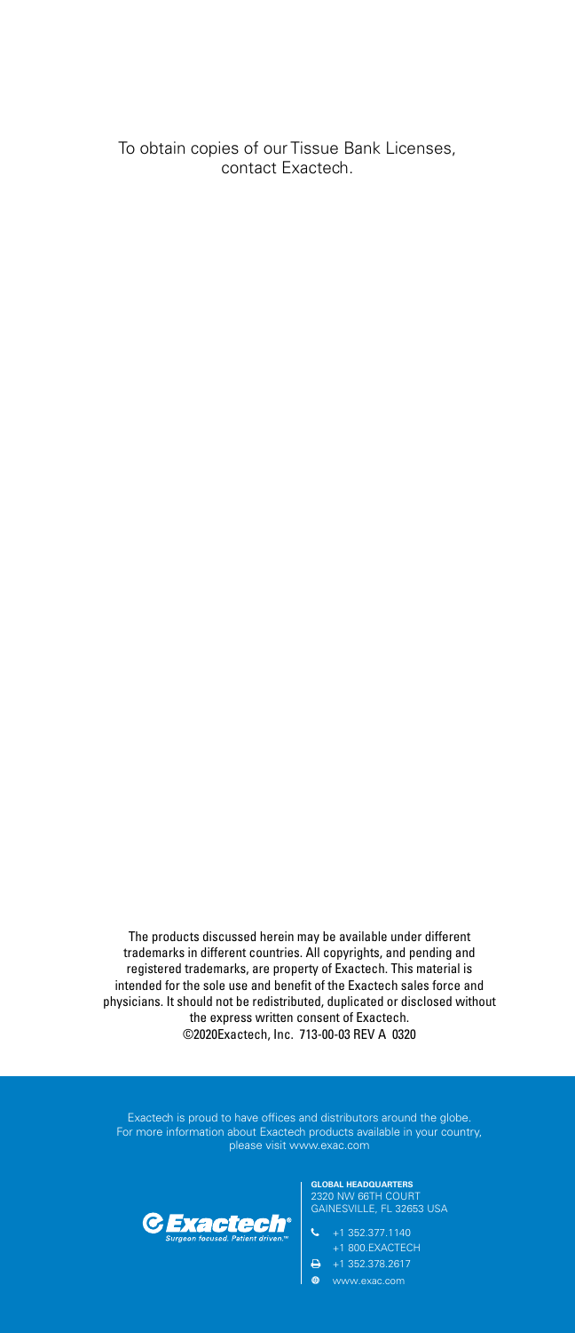To obtain copies of our Tissue Bank Licenses, contact Exactech.

The products discussed herein may be available under different trademarks in different countries. All copyrights, and pending and registered trademarks, are property of Exactech. This material is intended for the sole use and benefit of the Exactech sales force and physicians. It should not be redistributed, duplicated or disclosed without the express written consent of Exactech.
©2020Exactech, Inc. 713-00-03 REV A 0320

Exactech is proud to have offices and distributors around the globe.
For more information about Exactech products available in your country, please visit www.exac.com

Exactech®
Surgeon focused. Patient driven.™

**GLOBAL HEADQUARTERS**
2320 NW 66TH COURT
GAINESVILLE, FL 32653 USA

+1 352.377.1140
+1 800.EXACTECH
+1 352.378.2617
www.exac.com